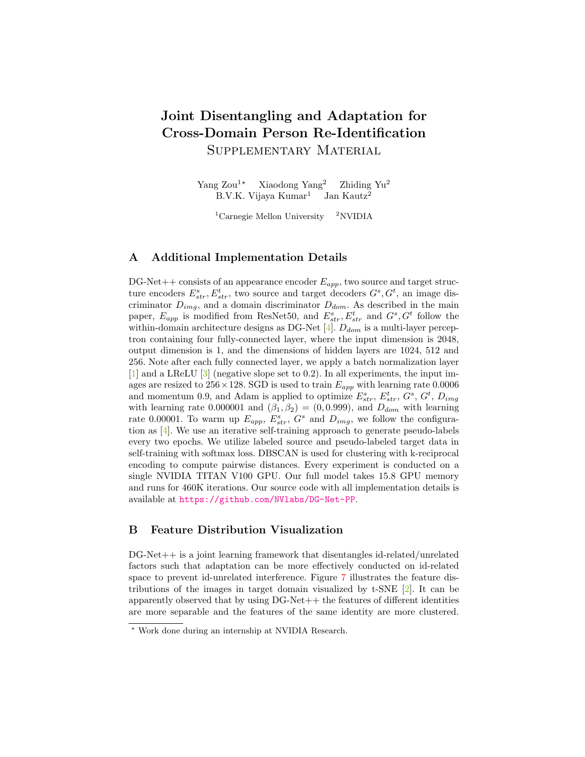# Joint Disentangling and Adaptation for Cross-Domain Person Re-Identification
## Supplementary Material

Yang Zou[1]* Xiaodong Yang[2] Zhiding Yu[2]
B.V.K. Vijaya Kumar[1] Jan Kautz[2]

[1]Carnegie Mellon University [2]NVIDIA

## A Additional Implementation Details

DG-Net++ consists of an appearance encoder $E_{app}$, two source and target structure encoders $E^s_{str}, E^t_{str}$, two source and target decoders $G^s, G^t$, an image discriminator $D_{img}$, and a domain discriminator $D_{dom}$. As described in the main paper, $E_{app}$ is modified from ResNet50, and $E^s_{str}, E^t_{str}$ and $G^s, G^t$ follow the within-domain architecture designs as DG-Net [4]. $D_{dom}$ is a multi-layer perceptron containing four fully-connected layer, where the input dimension is 2048, output dimension is 1, and the dimensions of hidden layers are 1024, 512 and 256. Note after each fully connected layer, we apply a batch normalization layer [1] and a LReLU [3] (negative slope set to 0.2). In all experiments, the input images are resized to $256 \times 128$. SGD is used to train $E_{app}$ with learning rate 0.0006 and momentum 0.9, and Adam is applied to optimize $E^s_{str}$, $E^t_{str}$, $G^s$, $G^t$, $D_{img}$ with learning rate 0.000001 and $(\beta_1, \beta_2) = (0, 0.999)$, and $D_{dom}$ with learning rate 0.00001. To warm up $E_{app}$, $E^s_{str}$, $G^s$ and $D_{img}$, we follow the configuration as [4]. We use an iterative self-training approach to generate pseudo-labels every two epochs. We utilize labeled source and pseudo-labeled target data in self-training with softmax loss. DBSCAN is used for clustering with k-reciprocal encoding to compute pairwise distances. Every experiment is conducted on a single NVIDIA TITAN V100 GPU. Our full model takes 15.8 GPU memory and runs for 460K iterations. Our source code with all implementation details is available at https://github.com/NVlabs/DG-Net-PP.

## B Feature Distribution Visualization

DG-Net++ is a joint learning framework that disentangles id-related/unrelated factors such that adaptation can be more effectively conducted on id-related space to prevent id-unrelated interference. Figure 7 illustrates the feature distributions of the images in target domain visualized by t-SNE [2]. It can be apparently observed that by using DG-Net++ the features of different identities are more separable and the features of the same identity are more clustered.

* Work done during an internship at NVIDIA Research.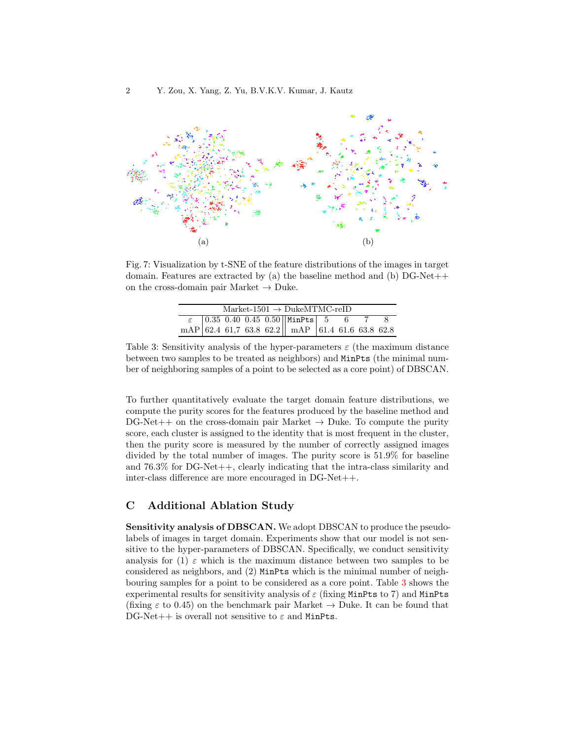(a)

(b)

Fig. 7: Visualization by t-SNE of the feature distributions of the images in target domain. Features are extracted by (a) the baseline method and (b) DG-Net++ on the cross-domain pair Market → Duke.

| Market-1501 → DukeMTMC-reID | | | | | | | | | |
|---|---|---|---|---|---|---|---|---|---|
| $\varepsilon$ | 0.35 | 0.40 | 0.45 | 0.50 | `MinPts` | 5 | 6 | 7 | 8 |
| mAP | 62.4 | 61,7 | 63.8 | 62.2 | mAP | 61.4 | 61.6 | 63.8 | 62.8 |

Table 3: Sensitivity analysis of the hyper-parameters $\varepsilon$ (the maximum distance between two samples to be treated as neighbors) and `MinPts` (the minimal number of neighboring samples of a point to be selected as a core point) of DBSCAN.

To further quantitatively evaluate the target domain feature distributions, we compute the purity scores for the features produced by the baseline method and DG-Net++ on the cross-domain pair Market → Duke. To compute the purity score, each cluster is assigned to the identity that is most frequent in the cluster, then the purity score is measured by the number of correctly assigned images divided by the total number of images. The purity score is 51.9% for baseline and 76.3% for DG-Net++, clearly indicating that the intra-class similarity and inter-class difference are more encouraged in DG-Net++.

## C Additional Ablation Study

**Sensitivity analysis of DBSCAN.** We adopt DBSCAN to produce the pseudo-labels of images in target domain. Experiments show that our model is not sensitive to the hyper-parameters of DBSCAN. Specifically, we conduct sensitivity analysis for (1) $\varepsilon$ which is the maximum distance between two samples to be considered as neighbors, and (2) `MinPts` which is the minimal number of neighbouring samples for a point to be considered as a core point. Table 3 shows the experimental results for sensitivity analysis of $\varepsilon$ (fixing `MinPts` to 7) and `MinPts` (fixing $\varepsilon$ to 0.45) on the benchmark pair Market → Duke. It can be found that DG-Net++ is overall not sensitive to $\varepsilon$ and `MinPts`.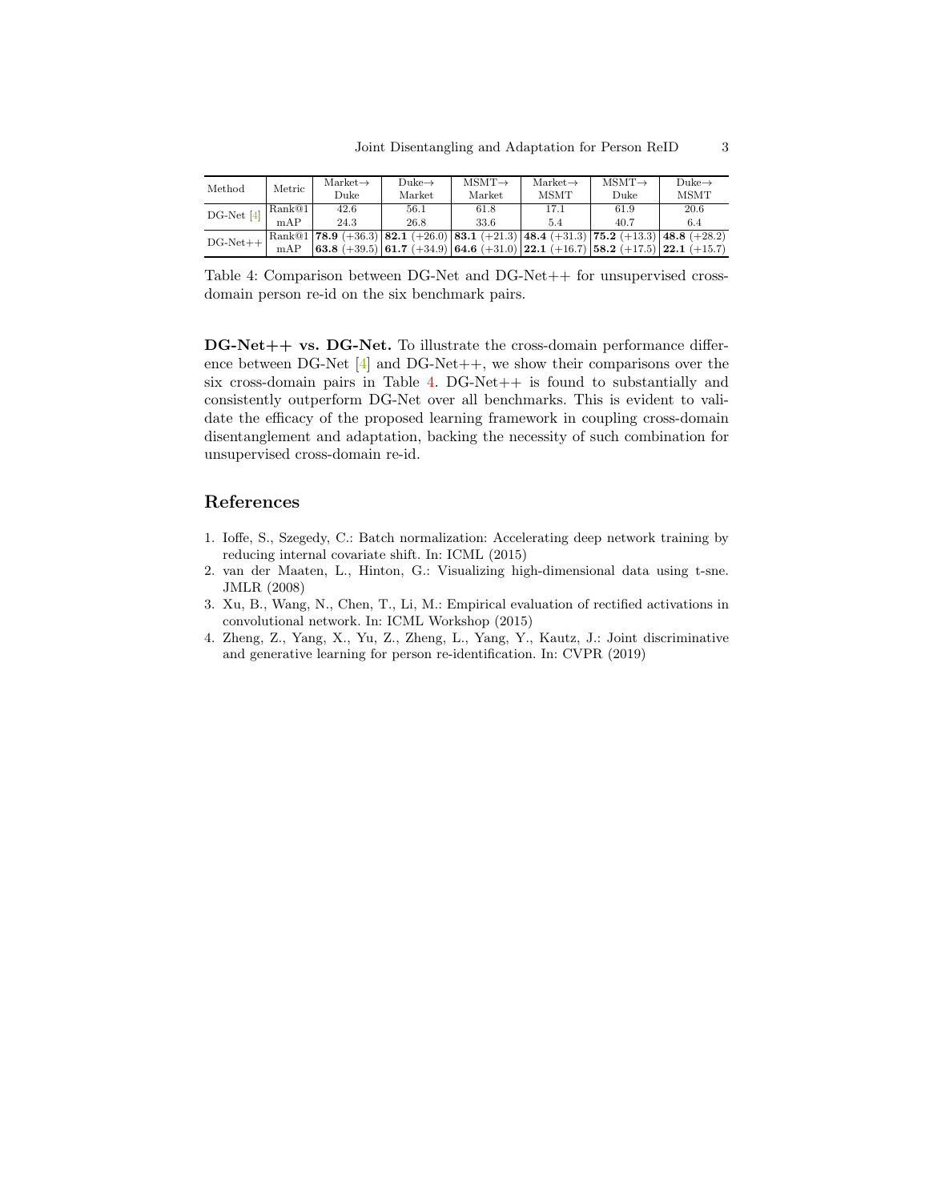| Method | Metric | Market→ Duke | Duke→ Market | MSMT→ Market | Market→ MSMT | MSMT→ Duke | Duke→ MSMT |
|---|---|---|---|---|---|---|---|
| DG-Net [4] | Rank@1 | 42.6 | 56.1 | 61.8 | 17.1 | 61.9 | 20.6 |
| | mAP | 24.3 | 26.8 | 33.6 | 5.4 | 40.7 | 6.4 |
| DG-Net++ | Rank@1 | **78.9** (+36.3) | **82.1** (+26.0) | **83.1** (+21.3) | **48.4** (+31.3) | **75.2** (+13.3) | **48.8** (+28.2) |
| | mAP | **63.8** (+39.5) | **61.7** (+34.9) | **64.6** (+31.0) | **22.1** (+16.7) | **58.2** (+17.5) | **22.1** (+15.7) |

Table 4: Comparison between DG-Net and DG-Net++ for unsupervised cross-domain person re-id on the six benchmark pairs.

**DG-Net++ vs. DG-Net.** To illustrate the cross-domain performance difference between DG-Net [4] and DG-Net++, we show their comparisons over the six cross-domain pairs in Table 4. DG-Net++ is found to substantially and consistently outperform DG-Net over all benchmarks. This is evident to validate the efficacy of the proposed learning framework in coupling cross-domain disentanglement and adaptation, backing the necessity of such combination for unsupervised cross-domain re-id.

## References

1. Ioffe, S., Szegedy, C.: Batch normalization: Accelerating deep network training by reducing internal covariate shift. In: ICML (2015)
2. van der Maaten, L., Hinton, G.: Visualizing high-dimensional data using t-sne. JMLR (2008)
3. Xu, B., Wang, N., Chen, T., Li, M.: Empirical evaluation of rectified activations in convolutional network. In: ICML Workshop (2015)
4. Zheng, Z., Yang, X., Yu, Z., Zheng, L., Yang, Y., Kautz, J.: Joint discriminative and generative learning for person re-identification. In: CVPR (2019)